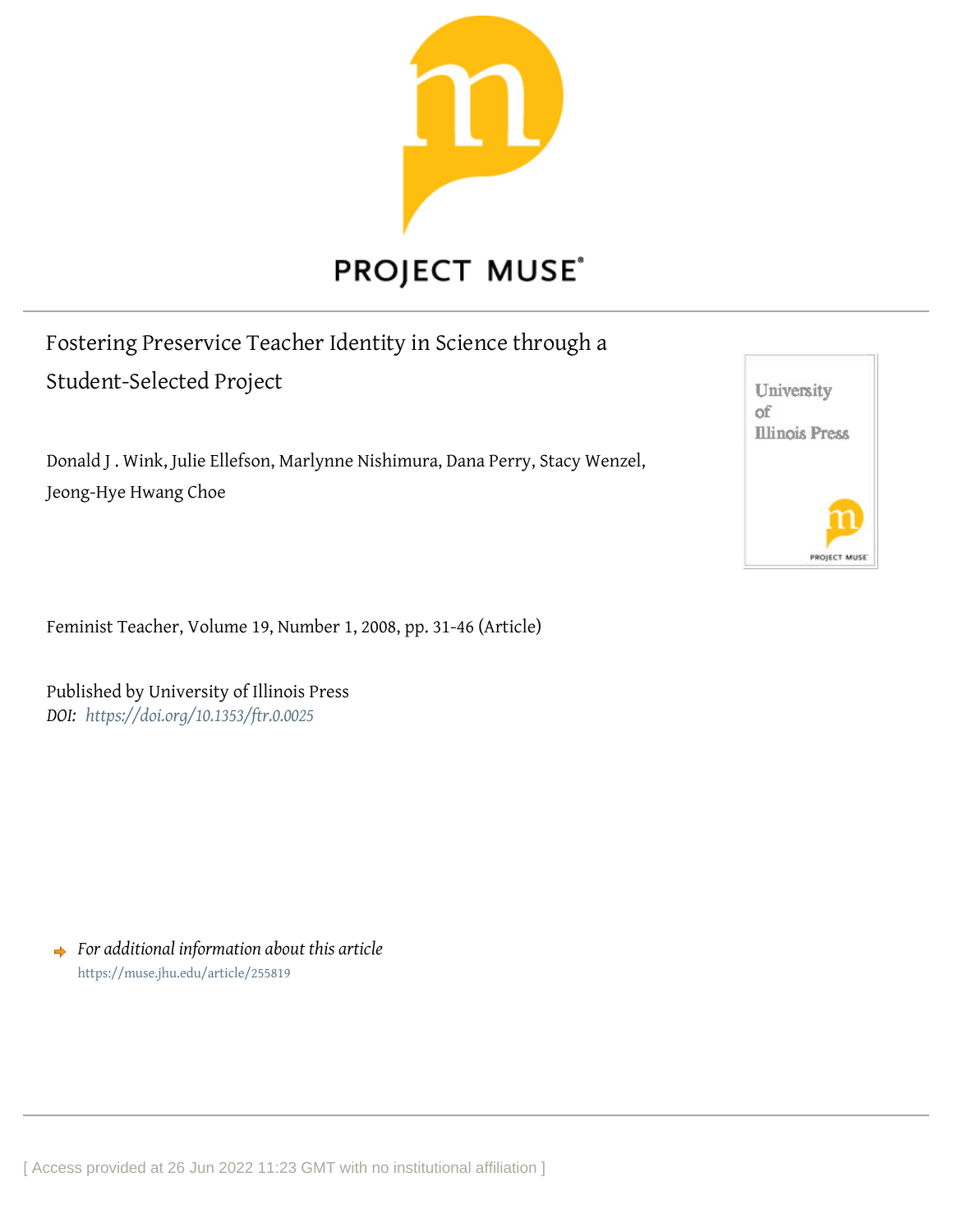PROJECT MUSE

# Fostering Preservice Teacher Identity in Science through a Student-Selected Project

Donald J . Wink, Julie Ellefson, Marlynne Nishimura, Dana Perry, Stacy Wenzel, Jeong-Hye Hwang Choe

Feminist Teacher, Volume 19, Number 1, 2008, pp. 31-46 (Article)

Published by University of Illinois Press

*DOI: https://doi.org/10.1353/ftr.0.0025*

*For additional information about this article*

https://muse.jhu.edu/article/255819

[ Access provided at 26 Jun 2022 11:23 GMT with no institutional affiliation ]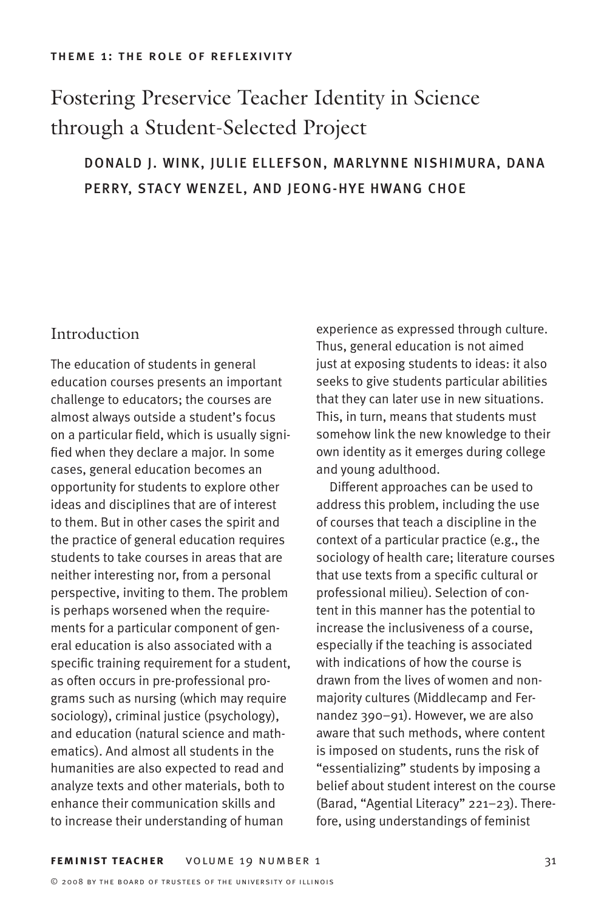THEME 1: THE ROLE OF REFLEXIVITY

# Fostering Preservice Teacher Identity in Science through a Student-Selected Project

DONALD J. WINK, JULIE ELLEFSON, MARLYNNE NISHIMURA, DANA PERRY, STACY WENZEL, AND JEONG-HYE HWANG CHOE

## Introduction

The education of students in general education courses presents an important challenge to educators; the courses are almost always outside a student's focus on a particular field, which is usually signified when they declare a major. In some cases, general education becomes an opportunity for students to explore other ideas and disciplines that are of interest to them. But in other cases the spirit and the practice of general education requires students to take courses in areas that are neither interesting nor, from a personal perspective, inviting to them. The problem is perhaps worsened when the requirements for a particular component of general education is also associated with a specific training requirement for a student, as often occurs in pre-professional programs such as nursing (which may require sociology), criminal justice (psychology), and education (natural science and mathematics). And almost all students in the humanities are also expected to read and analyze texts and other materials, both to enhance their communication skills and to increase their understanding of human experience as expressed through culture. Thus, general education is not aimed just at exposing students to ideas: it also seeks to give students particular abilities that they can later use in new situations. This, in turn, means that students must somehow link the new knowledge to their own identity as it emerges during college and young adulthood.

Different approaches can be used to address this problem, including the use of courses that teach a discipline in the context of a particular practice (e.g., the sociology of health care; literature courses that use texts from a specific cultural or professional milieu). Selection of content in this manner has the potential to increase the inclusiveness of a course, especially if the teaching is associated with indications of how the course is drawn from the lives of women and non-majority cultures (Middlecamp and Fernandez 390–91). However, we are also aware that such methods, where content is imposed on students, runs the risk of "essentializing" students by imposing a belief about student interest on the course (Barad, "Agential Literacy" 221–23). Therefore, using understandings of feminist

© 2008 by the board of trustees of the university of illinois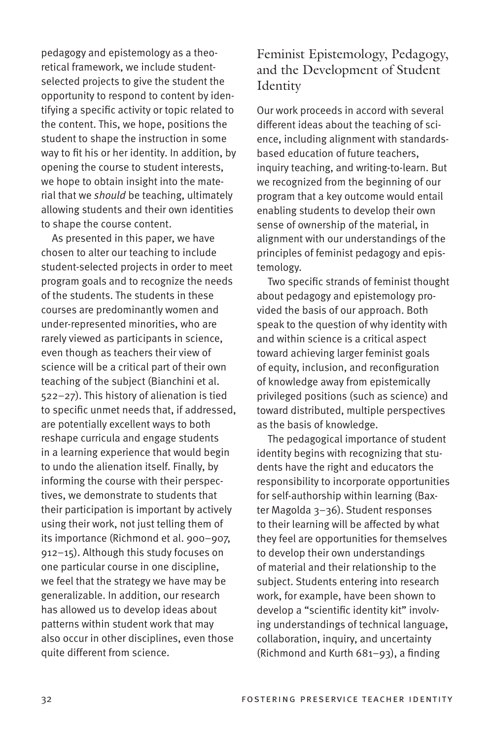pedagogy and epistemology as a theoretical framework, we include student-selected projects to give the student the opportunity to respond to content by identifying a specific activity or topic related to the content. This, we hope, positions the student to shape the instruction in some way to fit his or her identity. In addition, by opening the course to student interests, we hope to obtain insight into the material that we *should* be teaching, ultimately allowing students and their own identities to shape the course content.

As presented in this paper, we have chosen to alter our teaching to include student-selected projects in order to meet program goals and to recognize the needs of the students. The students in these courses are predominantly women and under-represented minorities, who are rarely viewed as participants in science, even though as teachers their view of science will be a critical part of their own teaching of the subject (Bianchini et al. 522–27). This history of alienation is tied to specific unmet needs that, if addressed, are potentially excellent ways to both reshape curricula and engage students in a learning experience that would begin to undo the alienation itself. Finally, by informing the course with their perspectives, we demonstrate to students that their participation is important by actively using their work, not just telling them of its importance (Richmond et al. 900–907, 912–15). Although this study focuses on one particular course in one discipline, we feel that the strategy we have may be generalizable. In addition, our research has allowed us to develop ideas about patterns within student work that may also occur in other disciplines, even those quite different from science.

## Feminist Epistemology, Pedagogy, and the Development of Student Identity

Our work proceeds in accord with several different ideas about the teaching of science, including alignment with standards-based education of future teachers, inquiry teaching, and writing-to-learn. But we recognized from the beginning of our program that a key outcome would entail enabling students to develop their own sense of ownership of the material, in alignment with our understandings of the principles of feminist pedagogy and epistemology.

Two specific strands of feminist thought about pedagogy and epistemology provided the basis of our approach. Both speak to the question of why identity with and within science is a critical aspect toward achieving larger feminist goals of equity, inclusion, and reconfiguration of knowledge away from epistemically privileged positions (such as science) and toward distributed, multiple perspectives as the basis of knowledge.

The pedagogical importance of student identity begins with recognizing that students have the right and educators the responsibility to incorporate opportunities for self-authorship within learning (Baxter Magolda 3–36). Student responses to their learning will be affected by what they feel are opportunities for themselves to develop their own understandings of material and their relationship to the subject. Students entering into research work, for example, have been shown to develop a "scientific identity kit" involving understandings of technical language, collaboration, inquiry, and uncertainty (Richmond and Kurth 681–93), a finding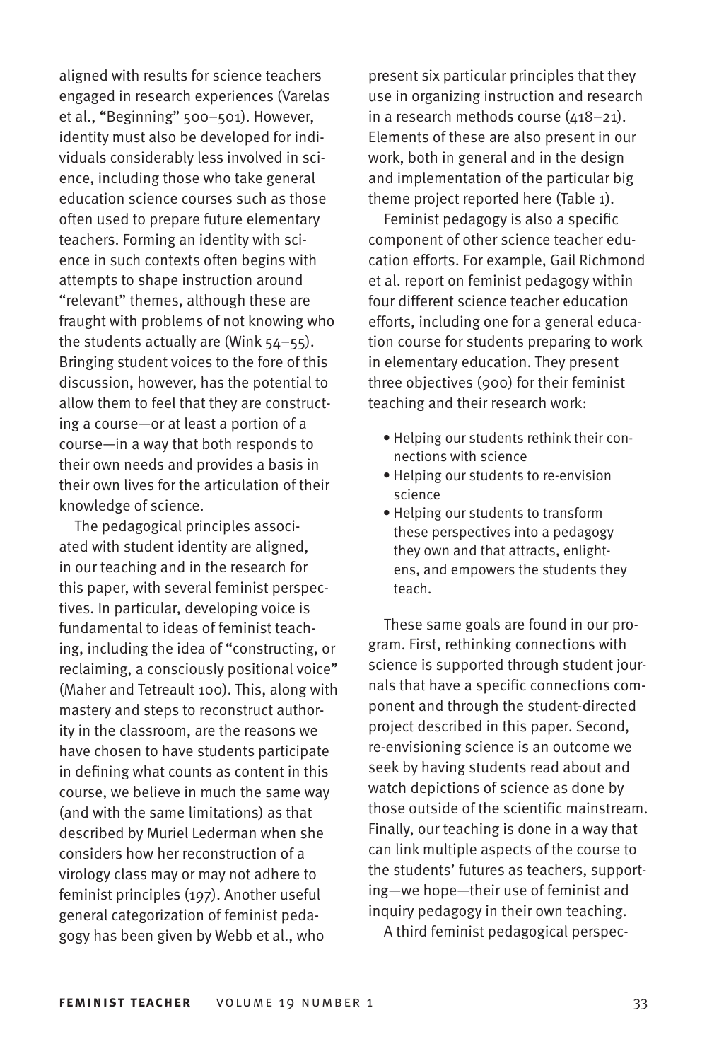aligned with results for science teachers engaged in research experiences (Varelas et al., "Beginning" 500–501). However, identity must also be developed for individuals considerably less involved in science, including those who take general education science courses such as those often used to prepare future elementary teachers. Forming an identity with science in such contexts often begins with attempts to shape instruction around "relevant" themes, although these are fraught with problems of not knowing who the students actually are (Wink 54–55). Bringing student voices to the fore of this discussion, however, has the potential to allow them to feel that they are constructing a course—or at least a portion of a course—in a way that both responds to their own needs and provides a basis in their own lives for the articulation of their knowledge of science.

The pedagogical principles associated with student identity are aligned, in our teaching and in the research for this paper, with several feminist perspectives. In particular, developing voice is fundamental to ideas of feminist teaching, including the idea of "constructing, or reclaiming, a consciously positional voice" (Maher and Tetreault 100). This, along with mastery and steps to reconstruct authority in the classroom, are the reasons we have chosen to have students participate in defining what counts as content in this course, we believe in much the same way (and with the same limitations) as that described by Muriel Lederman when she considers how her reconstruction of a virology class may or may not adhere to feminist principles (197). Another useful general categorization of feminist pedagogy has been given by Webb et al., who present six particular principles that they use in organizing instruction and research in a research methods course (418–21). Elements of these are also present in our work, both in general and in the design and implementation of the particular big theme project reported here (Table 1).

Feminist pedagogy is also a specific component of other science teacher education efforts. For example, Gail Richmond et al. report on feminist pedagogy within four different science teacher education efforts, including one for a general education course for students preparing to work in elementary education. They present three objectives (900) for their feminist teaching and their research work:

- Helping our students rethink their connections with science
- Helping our students to re-envision science
- Helping our students to transform these perspectives into a pedagogy they own and that attracts, enlightens, and empowers the students they teach.

These same goals are found in our program. First, rethinking connections with science is supported through student journals that have a specific connections component and through the student-directed project described in this paper. Second, re-envisioning science is an outcome we seek by having students read about and watch depictions of science as done by those outside of the scientific mainstream. Finally, our teaching is done in a way that can link multiple aspects of the course to the students' futures as teachers, supporting—we hope—their use of feminist and inquiry pedagogy in their own teaching.

A third feminist pedagogical perspec-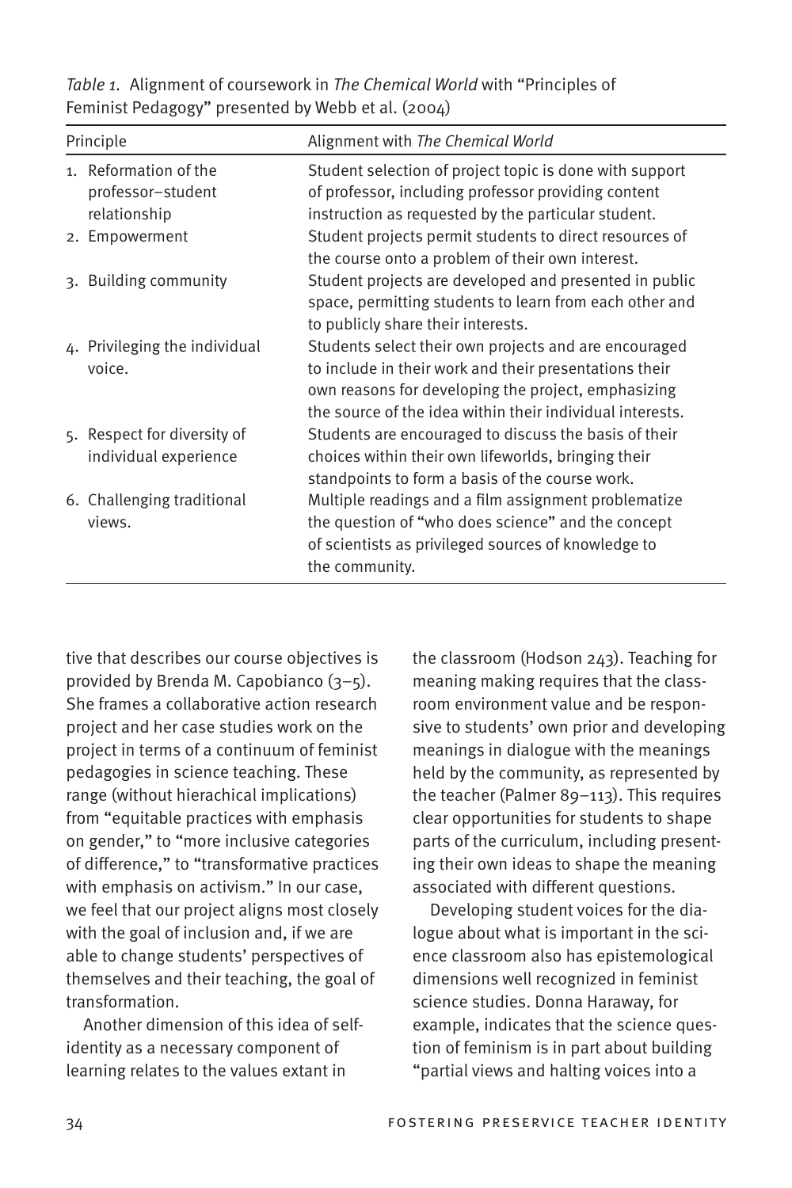*Table 1.* Alignment of coursework in *The Chemical World* with "Principles of Feminist Pedagogy" presented by Webb et al. (2004)

| Principle | Alignment with *The Chemical World* |
|---|---|
| 1. Reformation of the professor–student relationship | Student selection of project topic is done with support of professor, including professor providing content instruction as requested by the particular student. |
| 2. Empowerment | Student projects permit students to direct resources of the course onto a problem of their own interest. |
| 3. Building community | Student projects are developed and presented in public space, permitting students to learn from each other and to publicly share their interests. |
| 4. Privileging the individual voice. | Students select their own projects and are encouraged to include in their work and their presentations their own reasons for developing the project, emphasizing the source of the idea within their individual interests. |
| 5. Respect for diversity of individual experience | Students are encouraged to discuss the basis of their choices within their own lifeworlds, bringing their standpoints to form a basis of the course work. |
| 6. Challenging traditional views. | Multiple readings and a film assignment problematize the question of "who does science" and the concept of scientists as privileged sources of knowledge to the community. |

tive that describes our course objectives is provided by Brenda M. Capobianco (3–5). She frames a collaborative action research project and her case studies work on the project in terms of a continuum of feminist pedagogies in science teaching. These range (without hierachical implications) from "equitable practices with emphasis on gender," to "more inclusive categories of difference," to "transformative practices with emphasis on activism." In our case, we feel that our project aligns most closely with the goal of inclusion and, if we are able to change students' perspectives of themselves and their teaching, the goal of transformation.

Another dimension of this idea of self-identity as a necessary component of learning relates to the values extant in the classroom (Hodson 243). Teaching for meaning making requires that the classroom environment value and be responsive to students' own prior and developing meanings in dialogue with the meanings held by the community, as represented by the teacher (Palmer 89–113). This requires clear opportunities for students to shape parts of the curriculum, including presenting their own ideas to shape the meaning associated with different questions.

Developing student voices for the dialogue about what is important in the science classroom also has epistemological dimensions well recognized in feminist science studies. Donna Haraway, for example, indicates that the science question of feminism is in part about building "partial views and halting voices into a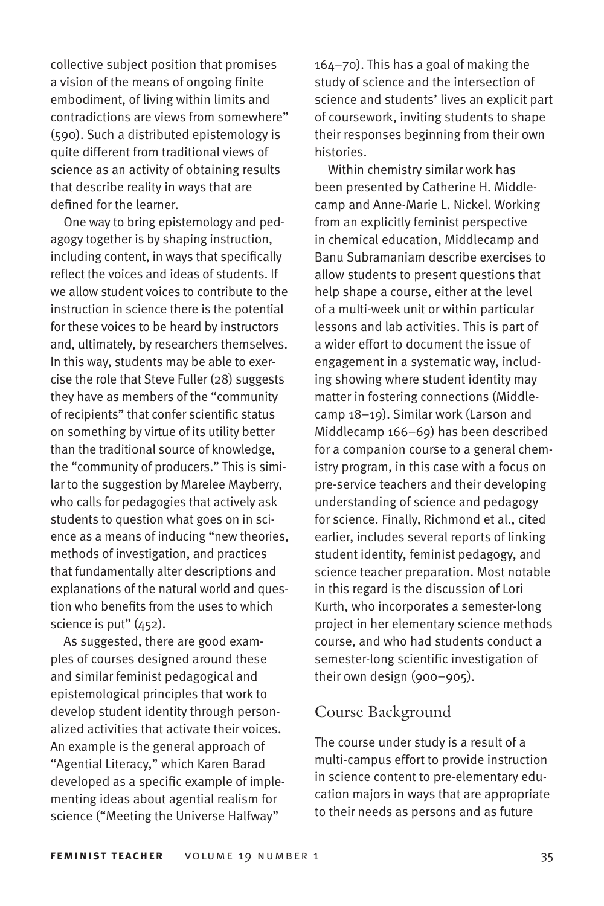collective subject position that promises a vision of the means of ongoing finite embodiment, of living within limits and contradictions are views from somewhere" (590). Such a distributed epistemology is quite different from traditional views of science as an activity of obtaining results that describe reality in ways that are defined for the learner.

One way to bring epistemology and pedagogy together is by shaping instruction, including content, in ways that specifically reflect the voices and ideas of students. If we allow student voices to contribute to the instruction in science there is the potential for these voices to be heard by instructors and, ultimately, by researchers themselves. In this way, students may be able to exercise the role that Steve Fuller (28) suggests they have as members of the "community of recipients" that confer scientific status on something by virtue of its utility better than the traditional source of knowledge, the "community of producers." This is similar to the suggestion by Marelee Mayberry, who calls for pedagogies that actively ask students to question what goes on in science as a means of inducing "new theories, methods of investigation, and practices that fundamentally alter descriptions and explanations of the natural world and question who benefits from the uses to which science is put" (452).

As suggested, there are good examples of courses designed around these and similar feminist pedagogical and epistemological principles that work to develop student identity through personalized activities that activate their voices. An example is the general approach of "Agential Literacy," which Karen Barad developed as a specific example of implementing ideas about agential realism for science ("Meeting the Universe Halfway" 164–70). This has a goal of making the study of science and the intersection of science and students' lives an explicit part of coursework, inviting students to shape their responses beginning from their own histories.

Within chemistry similar work has been presented by Catherine H. Middlecamp and Anne-Marie L. Nickel. Working from an explicitly feminist perspective in chemical education, Middlecamp and Banu Subramaniam describe exercises to allow students to present questions that help shape a course, either at the level of a multi-week unit or within particular lessons and lab activities. This is part of a wider effort to document the issue of engagement in a systematic way, including showing where student identity may matter in fostering connections (Middlecamp 18–19). Similar work (Larson and Middlecamp 166–69) has been described for a companion course to a general chemistry program, in this case with a focus on pre-service teachers and their developing understanding of science and pedagogy for science. Finally, Richmond et al., cited earlier, includes several reports of linking student identity, feminist pedagogy, and science teacher preparation. Most notable in this regard is the discussion of Lori Kurth, who incorporates a semester-long project in her elementary science methods course, and who had students conduct a semester-long scientific investigation of their own design (900–905).

## Course Background

The course under study is a result of a multi-campus effort to provide instruction in science content to pre-elementary education majors in ways that are appropriate to their needs as persons and as future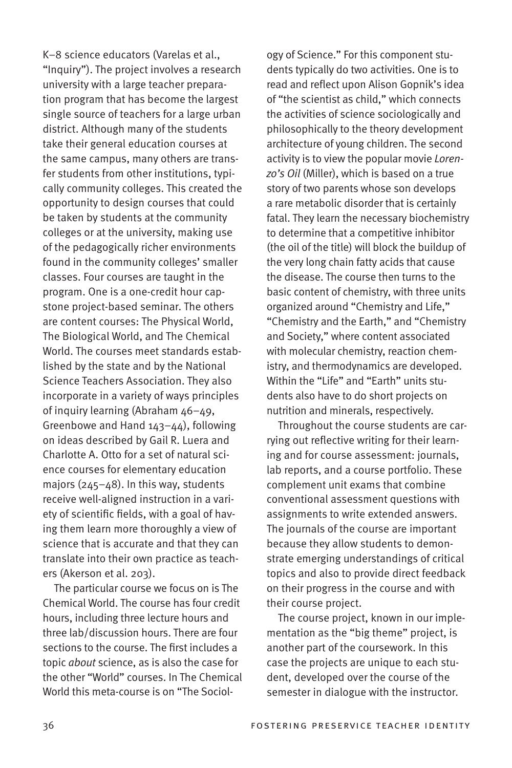K–8 science educators (Varelas et al., "Inquiry"). The project involves a research university with a large teacher preparation program that has become the largest single source of teachers for a large urban district. Although many of the students take their general education courses at the same campus, many others are transfer students from other institutions, typically community colleges. This created the opportunity to design courses that could be taken by students at the community colleges or at the university, making use of the pedagogically richer environments found in the community colleges' smaller classes. Four courses are taught in the program. One is a one-credit hour capstone project-based seminar. The others are content courses: The Physical World, The Biological World, and The Chemical World. The courses meet standards established by the state and by the National Science Teachers Association. They also incorporate in a variety of ways principles of inquiry learning (Abraham 46–49, Greenbowe and Hand 143–44), following on ideas described by Gail R. Luera and Charlotte A. Otto for a set of natural science courses for elementary education majors (245–48). In this way, students receive well-aligned instruction in a variety of scientific fields, with a goal of having them learn more thoroughly a view of science that is accurate and that they can translate into their own practice as teachers (Akerson et al. 203).

The particular course we focus on is The Chemical World. The course has four credit hours, including three lecture hours and three lab/discussion hours. There are four sections to the course. The first includes a topic *about* science, as is also the case for the other "World" courses. In The Chemical World this meta-course is on "The Sociology of Science." For this component students typically do two activities. One is to read and reflect upon Alison Gopnik's idea of "the scientist as child," which connects the activities of science sociologically and philosophically to the theory development architecture of young children. The second activity is to view the popular movie *Lorenzo's Oil* (Miller), which is based on a true story of two parents whose son develops a rare metabolic disorder that is certainly fatal. They learn the necessary biochemistry to determine that a competitive inhibitor (the oil of the title) will block the buildup of the very long chain fatty acids that cause the disease. The course then turns to the basic content of chemistry, with three units organized around "Chemistry and Life," "Chemistry and the Earth," and "Chemistry and Society," where content associated with molecular chemistry, reaction chemistry, and thermodynamics are developed. Within the "Life" and "Earth" units students also have to do short projects on nutrition and minerals, respectively.

Throughout the course students are carrying out reflective writing for their learning and for course assessment: journals, lab reports, and a course portfolio. These complement unit exams that combine conventional assessment questions with assignments to write extended answers. The journals of the course are important because they allow students to demonstrate emerging understandings of critical topics and also to provide direct feedback on their progress in the course and with their course project.

The course project, known in our implementation as the "big theme" project, is another part of the coursework. In this case the projects are unique to each student, developed over the course of the semester in dialogue with the instructor.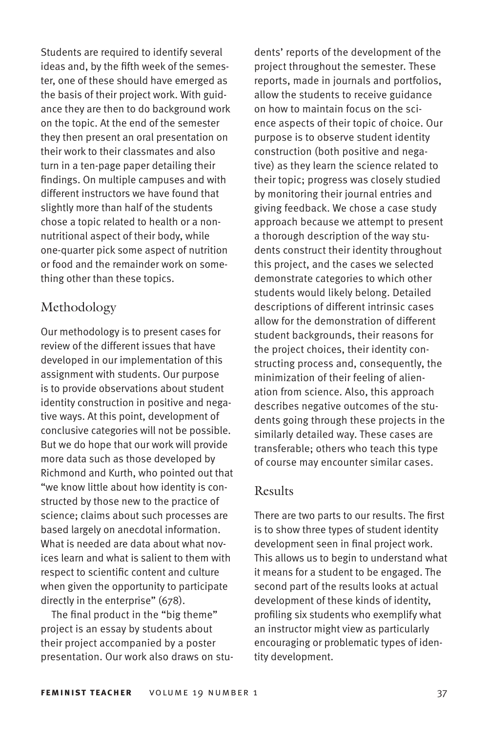Students are required to identify several ideas and, by the fifth week of the semester, one of these should have emerged as the basis of their project work. With guidance they are then to do background work on the topic. At the end of the semester they then present an oral presentation on their work to their classmates and also turn in a ten-page paper detailing their findings. On multiple campuses and with different instructors we have found that slightly more than half of the students chose a topic related to health or a non-nutritional aspect of their body, while one-quarter pick some aspect of nutrition or food and the remainder work on something other than these topics.

## Methodology

Our methodology is to present cases for review of the different issues that have developed in our implementation of this assignment with students. Our purpose is to provide observations about student identity construction in positive and negative ways. At this point, development of conclusive categories will not be possible. But we do hope that our work will provide more data such as those developed by Richmond and Kurth, who pointed out that "we know little about how identity is constructed by those new to the practice of science; claims about such processes are based largely on anecdotal information. What is needed are data about what novices learn and what is salient to them with respect to scientific content and culture when given the opportunity to participate directly in the enterprise" (678).

The final product in the "big theme" project is an essay by students about their project accompanied by a poster presentation. Our work also draws on students' reports of the development of the project throughout the semester. These reports, made in journals and portfolios, allow the students to receive guidance on how to maintain focus on the science aspects of their topic of choice. Our purpose is to observe student identity construction (both positive and negative) as they learn the science related to their topic; progress was closely studied by monitoring their journal entries and giving feedback. We chose a case study approach because we attempt to present a thorough description of the way students construct their identity throughout this project, and the cases we selected demonstrate categories to which other students would likely belong. Detailed descriptions of different intrinsic cases allow for the demonstration of different student backgrounds, their reasons for the project choices, their identity constructing process and, consequently, the minimization of their feeling of alienation from science. Also, this approach describes negative outcomes of the students going through these projects in the similarly detailed way. These cases are transferable; others who teach this type of course may encounter similar cases.

## Results

There are two parts to our results. The first is to show three types of student identity development seen in final project work. This allows us to begin to understand what it means for a student to be engaged. The second part of the results looks at actual development of these kinds of identity, profiling six students who exemplify what an instructor might view as particularly encouraging or problematic types of identity development.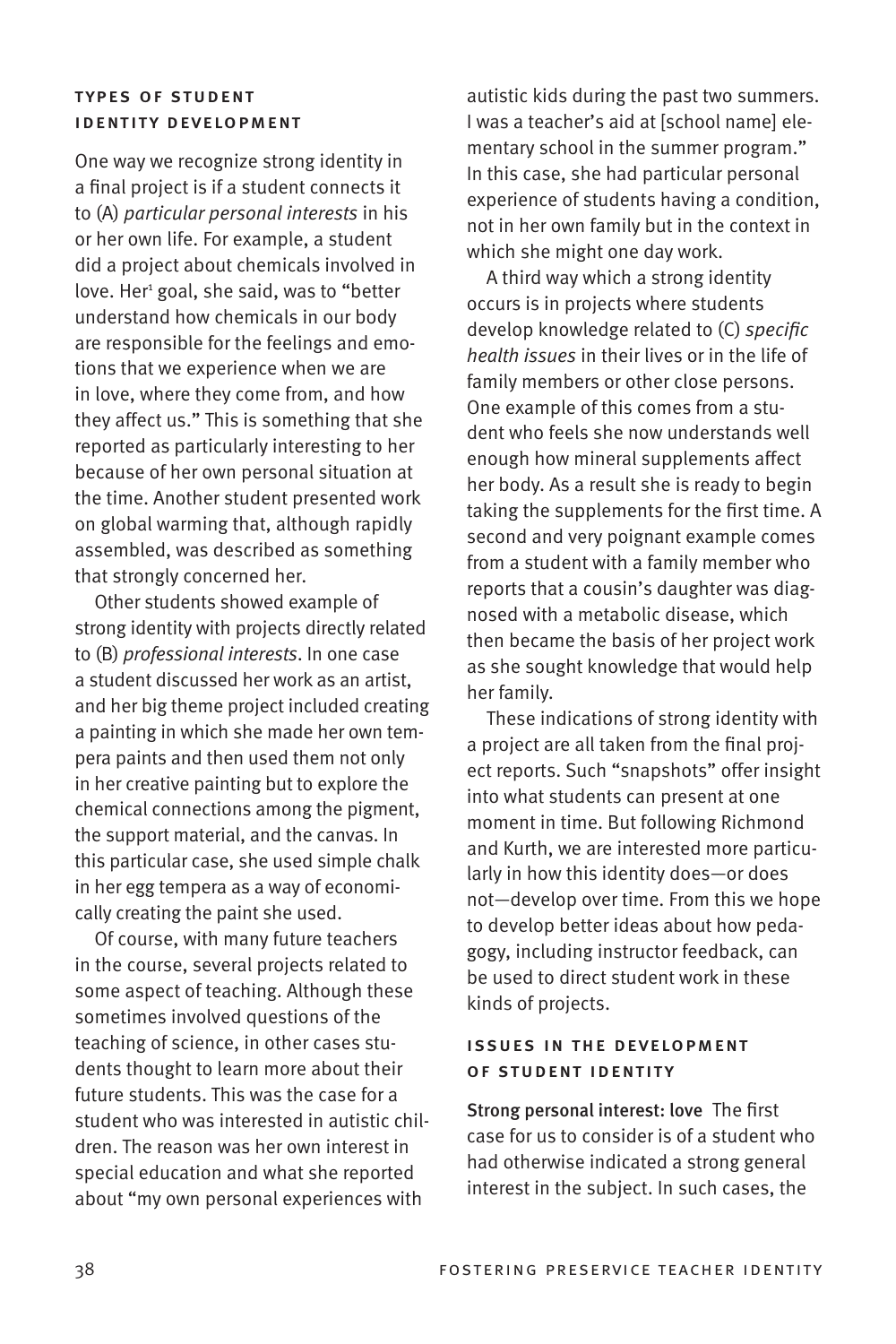### Types of Student Identity Development

One way we recognize strong identity in a final project is if a student connects it to (A) *particular personal interests* in his or her own life. For example, a student did a project about chemicals involved in love. Her[1] goal, she said, was to "better understand how chemicals in our body are responsible for the feelings and emotions that we experience when we are in love, where they come from, and how they affect us." This is something that she reported as particularly interesting to her because of her own personal situation at the time. Another student presented work on global warming that, although rapidly assembled, was described as something that strongly concerned her.

Other students showed example of strong identity with projects directly related to (B) *professional interests*. In one case a student discussed her work as an artist, and her big theme project included creating a painting in which she made her own tempera paints and then used them not only in her creative painting but to explore the chemical connections among the pigment, the support material, and the canvas. In this particular case, she used simple chalk in her egg tempera as a way of economically creating the paint she used.

Of course, with many future teachers in the course, several projects related to some aspect of teaching. Although these sometimes involved questions of the teaching of science, in other cases students thought to learn more about their future students. This was the case for a student who was interested in autistic children. The reason was her own interest in special education and what she reported about "my own personal experiences with autistic kids during the past two summers. I was a teacher's aid at [school name] elementary school in the summer program." In this case, she had particular personal experience of students having a condition, not in her own family but in the context in which she might one day work.

A third way which a strong identity occurs is in projects where students develop knowledge related to (C) *specific health issues* in their lives or in the life of family members or other close persons. One example of this comes from a student who feels she now understands well enough how mineral supplements affect her body. As a result she is ready to begin taking the supplements for the first time. A second and very poignant example comes from a student with a family member who reports that a cousin's daughter was diagnosed with a metabolic disease, which then became the basis of her project work as she sought knowledge that would help her family.

These indications of strong identity with a project are all taken from the final project reports. Such "snapshots" offer insight into what students can present at one moment in time. But following Richmond and Kurth, we are interested more particularly in how this identity does—or does not—develop over time. From this we hope to develop better ideas about how pedagogy, including instructor feedback, can be used to direct student work in these kinds of projects.

### Issues in the Development of Student Identity

**Strong personal interest: love** The first case for us to consider is of a student who had otherwise indicated a strong general interest in the subject. In such cases, the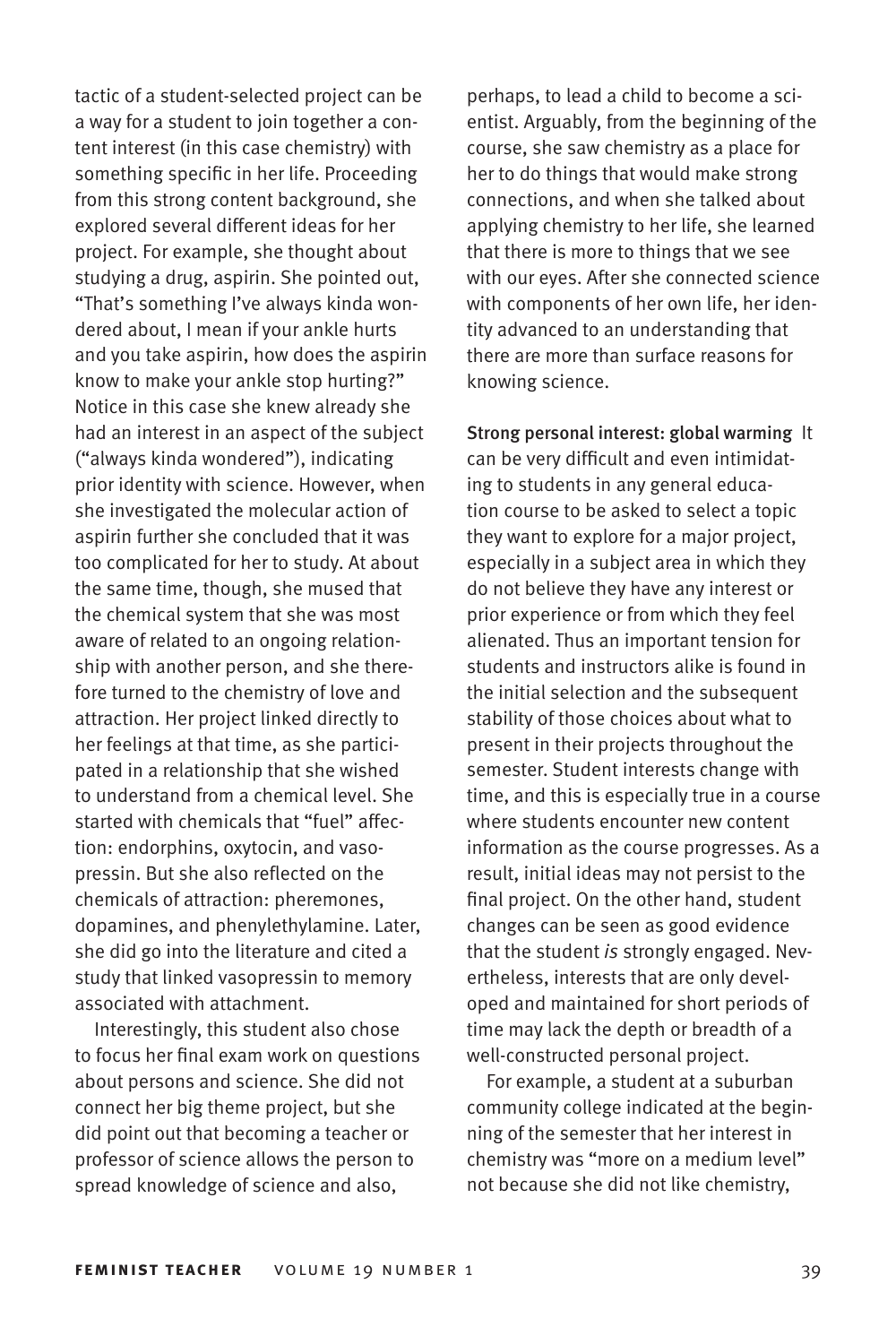tactic of a student-selected project can be a way for a student to join together a content interest (in this case chemistry) with something specific in her life. Proceeding from this strong content background, she explored several different ideas for her project. For example, she thought about studying a drug, aspirin. She pointed out, "That's something I've always kinda wondered about, I mean if your ankle hurts and you take aspirin, how does the aspirin know to make your ankle stop hurting?" Notice in this case she knew already she had an interest in an aspect of the subject ("always kinda wondered"), indicating prior identity with science. However, when she investigated the molecular action of aspirin further she concluded that it was too complicated for her to study. At about the same time, though, she mused that the chemical system that she was most aware of related to an ongoing relationship with another person, and she therefore turned to the chemistry of love and attraction. Her project linked directly to her feelings at that time, as she participated in a relationship that she wished to understand from a chemical level. She started with chemicals that "fuel" affection: endorphins, oxytocin, and vasopressin. But she also reflected on the chemicals of attraction: pheremones, dopamines, and phenylethylamine. Later, she did go into the literature and cited a study that linked vasopressin to memory associated with attachment.

Interestingly, this student also chose to focus her final exam work on questions about persons and science. She did not connect her big theme project, but she did point out that becoming a teacher or professor of science allows the person to spread knowledge of science and also, perhaps, to lead a child to become a scientist. Arguably, from the beginning of the course, she saw chemistry as a place for her to do things that would make strong connections, and when she talked about applying chemistry to her life, she learned that there is more to things that we see with our eyes. After she connected science with components of her own life, her identity advanced to an understanding that there are more than surface reasons for knowing science.

**Strong personal interest: global warming** It can be very difficult and even intimidating to students in any general education course to be asked to select a topic they want to explore for a major project, especially in a subject area in which they do not believe they have any interest or prior experience or from which they feel alienated. Thus an important tension for students and instructors alike is found in the initial selection and the subsequent stability of those choices about what to present in their projects throughout the semester. Student interests change with time, and this is especially true in a course where students encounter new content information as the course progresses. As a result, initial ideas may not persist to the final project. On the other hand, student changes can be seen as good evidence that the student *is* strongly engaged. Nevertheless, interests that are only developed and maintained for short periods of time may lack the depth or breadth of a well-constructed personal project.

For example, a student at a suburban community college indicated at the beginning of the semester that her interest in chemistry was "more on a medium level" not because she did not like chemistry,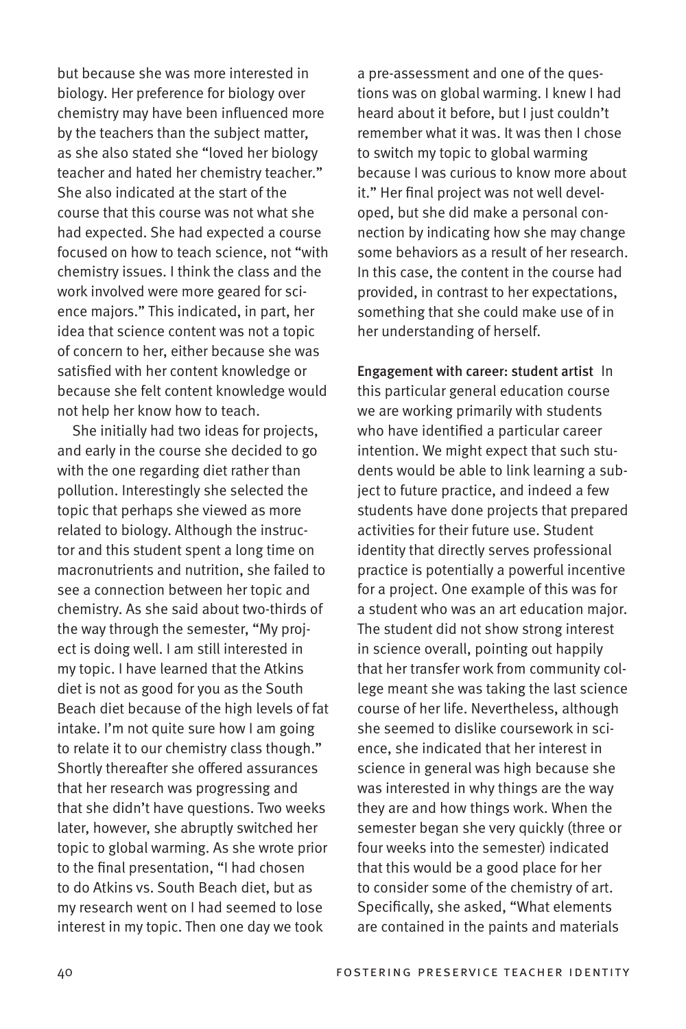but because she was more interested in biology. Her preference for biology over chemistry may have been influenced more by the teachers than the subject matter, as she also stated she "loved her biology teacher and hated her chemistry teacher." She also indicated at the start of the course that this course was not what she had expected. She had expected a course focused on how to teach science, not "with chemistry issues. I think the class and the work involved were more geared for science majors." This indicated, in part, her idea that science content was not a topic of concern to her, either because she was satisfied with her content knowledge or because she felt content knowledge would not help her know how to teach.

She initially had two ideas for projects, and early in the course she decided to go with the one regarding diet rather than pollution. Interestingly she selected the topic that perhaps she viewed as more related to biology. Although the instructor and this student spent a long time on macronutrients and nutrition, she failed to see a connection between her topic and chemistry. As she said about two-thirds of the way through the semester, "My project is doing well. I am still interested in my topic. I have learned that the Atkins diet is not as good for you as the South Beach diet because of the high levels of fat intake. I'm not quite sure how I am going to relate it to our chemistry class though." Shortly thereafter she offered assurances that her research was progressing and that she didn't have questions. Two weeks later, however, she abruptly switched her topic to global warming. As she wrote prior to the final presentation, "I had chosen to do Atkins vs. South Beach diet, but as my research went on I had seemed to lose interest in my topic. Then one day we took a pre-assessment and one of the questions was on global warming. I knew I had heard about it before, but I just couldn't remember what it was. It was then I chose to switch my topic to global warming because I was curious to know more about it." Her final project was not well developed, but she did make a personal connection by indicating how she may change some behaviors as a result of her research. In this case, the content in the course had provided, in contrast to her expectations, something that she could make use of in her understanding of herself.

**Engagement with career: student artist** In this particular general education course we are working primarily with students who have identified a particular career intention. We might expect that such students would be able to link learning a subject to future practice, and indeed a few students have done projects that prepared activities for their future use. Student identity that directly serves professional practice is potentially a powerful incentive for a project. One example of this was for a student who was an art education major. The student did not show strong interest in science overall, pointing out happily that her transfer work from community college meant she was taking the last science course of her life. Nevertheless, although she seemed to dislike coursework in science, she indicated that her interest in science in general was high because she was interested in why things are the way they are and how things work. When the semester began she very quickly (three or four weeks into the semester) indicated that this would be a good place for her to consider some of the chemistry of art. Specifically, she asked, "What elements are contained in the paints and materials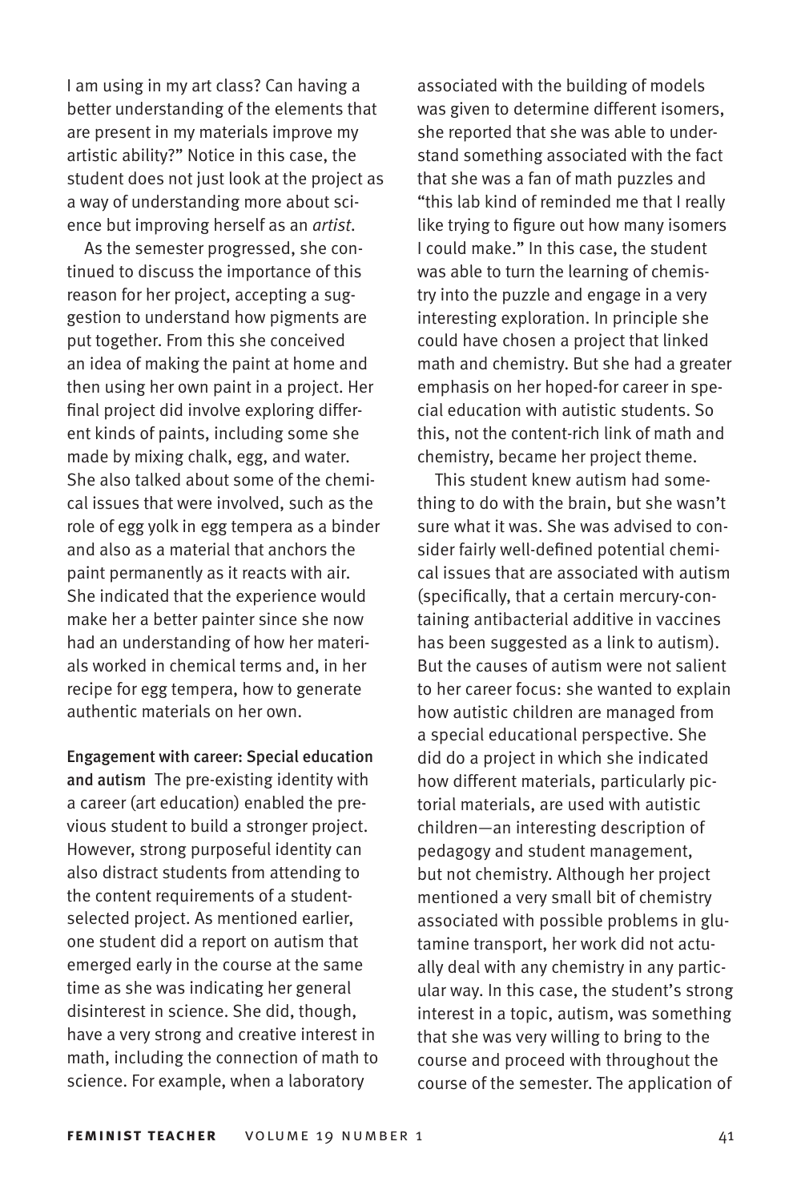I am using in my art class? Can having a better understanding of the elements that are present in my materials improve my artistic ability?" Notice in this case, the student does not just look at the project as a way of understanding more about science but improving herself as an *artist*.

As the semester progressed, she continued to discuss the importance of this reason for her project, accepting a suggestion to understand how pigments are put together. From this she conceived an idea of making the paint at home and then using her own paint in a project. Her final project did involve exploring different kinds of paints, including some she made by mixing chalk, egg, and water. She also talked about some of the chemical issues that were involved, such as the role of egg yolk in egg tempera as a binder and also as a material that anchors the paint permanently as it reacts with air. She indicated that the experience would make her a better painter since she now had an understanding of how her materials worked in chemical terms and, in her recipe for egg tempera, how to generate authentic materials on her own.

**Engagement with career: Special education and autism** The pre-existing identity with a career (art education) enabled the previous student to build a stronger project. However, strong purposeful identity can also distract students from attending to the content requirements of a student-selected project. As mentioned earlier, one student did a report on autism that emerged early in the course at the same time as she was indicating her general disinterest in science. She did, though, have a very strong and creative interest in math, including the connection of math to science. For example, when a laboratory associated with the building of models was given to determine different isomers, she reported that she was able to understand something associated with the fact that she was a fan of math puzzles and "this lab kind of reminded me that I really like trying to figure out how many isomers I could make." In this case, the student was able to turn the learning of chemistry into the puzzle and engage in a very interesting exploration. In principle she could have chosen a project that linked math and chemistry. But she had a greater emphasis on her hoped-for career in special education with autistic students. So this, not the content-rich link of math and chemistry, became her project theme.

This student knew autism had something to do with the brain, but she wasn't sure what it was. She was advised to consider fairly well-defined potential chemical issues that are associated with autism (specifically, that a certain mercury-containing antibacterial additive in vaccines has been suggested as a link to autism). But the causes of autism were not salient to her career focus: she wanted to explain how autistic children are managed from a special educational perspective. She did do a project in which she indicated how different materials, particularly pictorial materials, are used with autistic children—an interesting description of pedagogy and student management, but not chemistry. Although her project mentioned a very small bit of chemistry associated with possible problems in glutamine transport, her work did not actually deal with any chemistry in any particular way. In this case, the student's strong interest in a topic, autism, was something that she was very willing to bring to the course and proceed with throughout the course of the semester. The application of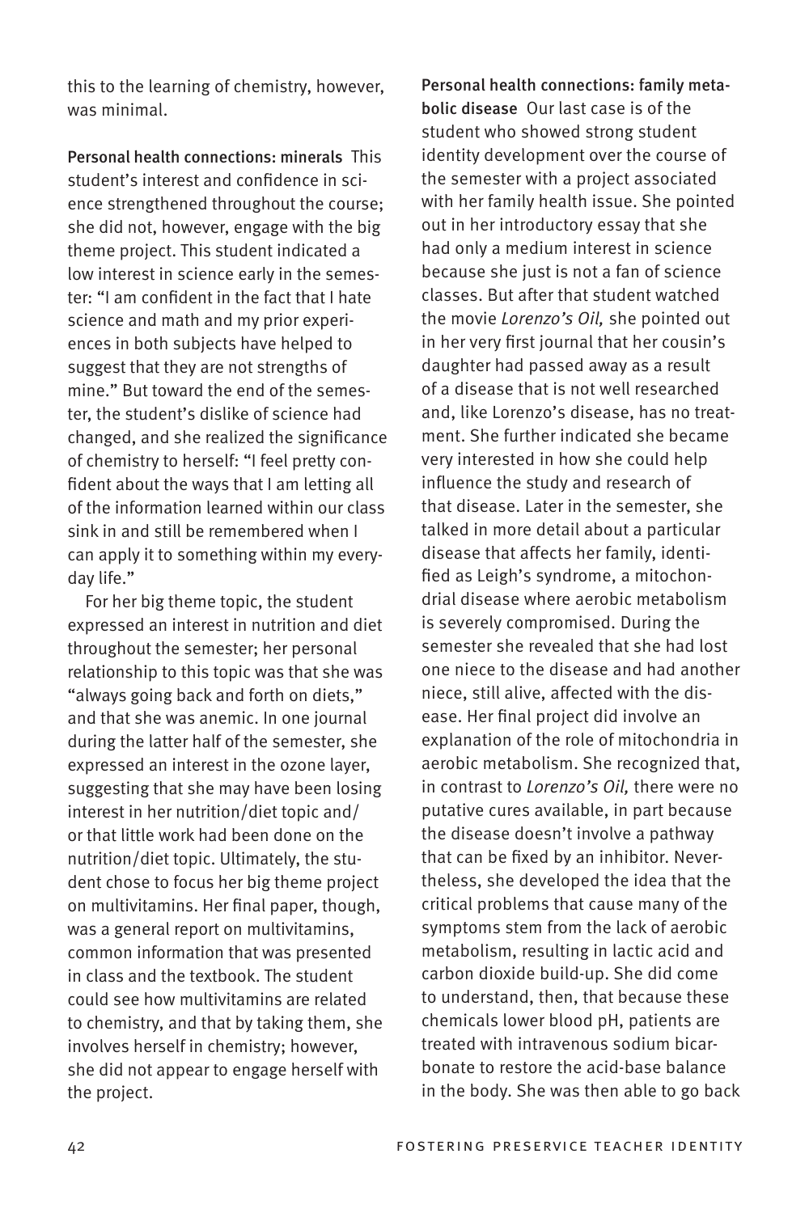this to the learning of chemistry, however, was minimal.

**Personal health connections: minerals** This student's interest and confidence in science strengthened throughout the course; she did not, however, engage with the big theme project. This student indicated a low interest in science early in the semester: "I am confident in the fact that I hate science and math and my prior experiences in both subjects have helped to suggest that they are not strengths of mine." But toward the end of the semester, the student's dislike of science had changed, and she realized the significance of chemistry to herself: "I feel pretty confident about the ways that I am letting all of the information learned within our class sink in and still be remembered when I can apply it to something within my everyday life."

For her big theme topic, the student expressed an interest in nutrition and diet throughout the semester; her personal relationship to this topic was that she was "always going back and forth on diets," and that she was anemic. In one journal during the latter half of the semester, she expressed an interest in the ozone layer, suggesting that she may have been losing interest in her nutrition/diet topic and/or that little work had been done on the nutrition/diet topic. Ultimately, the student chose to focus her big theme project on multivitamins. Her final paper, though, was a general report on multivitamins, common information that was presented in class and the textbook. The student could see how multivitamins are related to chemistry, and that by taking them, she involves herself in chemistry; however, she did not appear to engage herself with the project.

**Personal health connections: family metabolic disease** Our last case is of the student who showed strong student identity development over the course of the semester with a project associated with her family health issue. She pointed out in her introductory essay that she had only a medium interest in science because she just is not a fan of science classes. But after that student watched the movie *Lorenzo's Oil,* she pointed out in her very first journal that her cousin's daughter had passed away as a result of a disease that is not well researched and, like Lorenzo's disease, has no treatment. She further indicated she became very interested in how she could help influence the study and research of that disease. Later in the semester, she talked in more detail about a particular disease that affects her family, identified as Leigh's syndrome, a mitochondrial disease where aerobic metabolism is severely compromised. During the semester she revealed that she had lost one niece to the disease and had another niece, still alive, affected with the disease. Her final project did involve an explanation of the role of mitochondria in aerobic metabolism. She recognized that, in contrast to *Lorenzo's Oil,* there were no putative cures available, in part because the disease doesn't involve a pathway that can be fixed by an inhibitor. Nevertheless, she developed the idea that the critical problems that cause many of the symptoms stem from the lack of aerobic metabolism, resulting in lactic acid and carbon dioxide build-up. She did come to understand, then, that because these chemicals lower blood pH, patients are treated with intravenous sodium bicarbonate to restore the acid-base balance in the body. She was then able to go back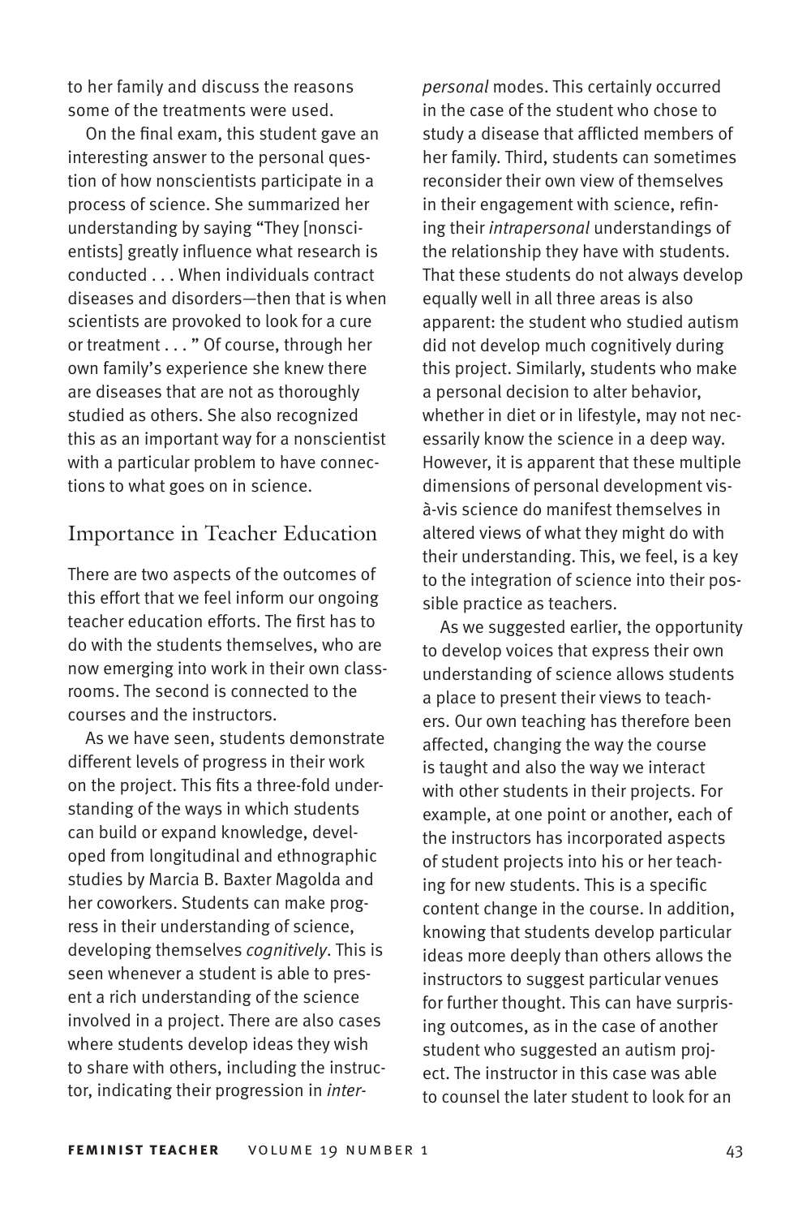to her family and discuss the reasons some of the treatments were used.

On the final exam, this student gave an interesting answer to the personal question of how nonscientists participate in a process of science. She summarized her understanding by saying "They [nonscientists] greatly influence what research is conducted . . . When individuals contract diseases and disorders—then that is when scientists are provoked to look for a cure or treatment . . . " Of course, through her own family's experience she knew there are diseases that are not as thoroughly studied as others. She also recognized this as an important way for a nonscientist with a particular problem to have connections to what goes on in science.

## Importance in Teacher Education

There are two aspects of the outcomes of this effort that we feel inform our ongoing teacher education efforts. The first has to do with the students themselves, who are now emerging into work in their own classrooms. The second is connected to the courses and the instructors.

As we have seen, students demonstrate different levels of progress in their work on the project. This fits a three-fold understanding of the ways in which students can build or expand knowledge, developed from longitudinal and ethnographic studies by Marcia B. Baxter Magolda and her coworkers. Students can make progress in their understanding of science, developing themselves *cognitively*. This is seen whenever a student is able to present a rich understanding of the science involved in a project. There are also cases where students develop ideas they wish to share with others, including the instructor, indicating their progression in *interpersonal* modes. This certainly occurred in the case of the student who chose to study a disease that afflicted members of her family. Third, students can sometimes reconsider their own view of themselves in their engagement with science, refining their *intrapersonal* understandings of the relationship they have with students. That these students do not always develop equally well in all three areas is also apparent: the student who studied autism did not develop much cognitively during this project. Similarly, students who make a personal decision to alter behavior, whether in diet or in lifestyle, may not necessarily know the science in a deep way. However, it is apparent that these multiple dimensions of personal development vis-à-vis science do manifest themselves in altered views of what they might do with their understanding. This, we feel, is a key to the integration of science into their possible practice as teachers.

As we suggested earlier, the opportunity to develop voices that express their own understanding of science allows students a place to present their views to teachers. Our own teaching has therefore been affected, changing the way the course is taught and also the way we interact with other students in their projects. For example, at one point or another, each of the instructors has incorporated aspects of student projects into his or her teaching for new students. This is a specific content change in the course. In addition, knowing that students develop particular ideas more deeply than others allows the instructors to suggest particular venues for further thought. This can have surprising outcomes, as in the case of another student who suggested an autism project. The instructor in this case was able to counsel the later student to look for an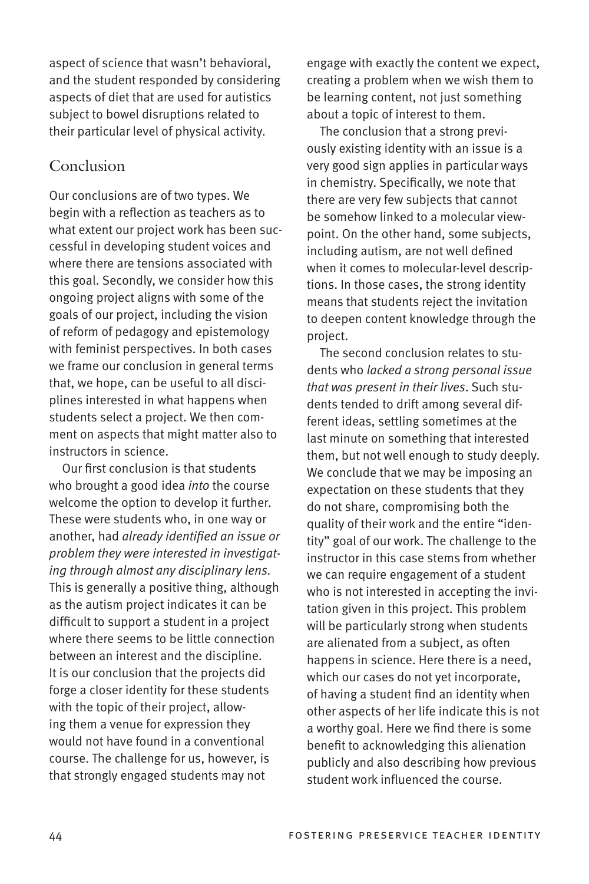aspect of science that wasn't behavioral, and the student responded by considering aspects of diet that are used for autistics subject to bowel disruptions related to their particular level of physical activity.

## Conclusion

Our conclusions are of two types. We begin with a reflection as teachers as to what extent our project work has been successful in developing student voices and where there are tensions associated with this goal. Secondly, we consider how this ongoing project aligns with some of the goals of our project, including the vision of reform of pedagogy and epistemology with feminist perspectives. In both cases we frame our conclusion in general terms that, we hope, can be useful to all disciplines interested in what happens when students select a project. We then comment on aspects that might matter also to instructors in science.

Our first conclusion is that students who brought a good idea *into* the course welcome the option to develop it further. These were students who, in one way or another, had *already identified an issue or problem they were interested in investigating through almost any disciplinary lens.* This is generally a positive thing, although as the autism project indicates it can be difficult to support a student in a project where there seems to be little connection between an interest and the discipline. It is our conclusion that the projects did forge a closer identity for these students with the topic of their project, allowing them a venue for expression they would not have found in a conventional course. The challenge for us, however, is that strongly engaged students may not engage with exactly the content we expect, creating a problem when we wish them to be learning content, not just something about a topic of interest to them.

The conclusion that a strong previously existing identity with an issue is a very good sign applies in particular ways in chemistry. Specifically, we note that there are very few subjects that cannot be somehow linked to a molecular viewpoint. On the other hand, some subjects, including autism, are not well defined when it comes to molecular-level descriptions. In those cases, the strong identity means that students reject the invitation to deepen content knowledge through the project.

The second conclusion relates to students who *lacked a strong personal issue that was present in their lives*. Such students tended to drift among several different ideas, settling sometimes at the last minute on something that interested them, but not well enough to study deeply. We conclude that we may be imposing an expectation on these students that they do not share, compromising both the quality of their work and the entire "identity" goal of our work. The challenge to the instructor in this case stems from whether we can require engagement of a student who is not interested in accepting the invitation given in this project. This problem will be particularly strong when students are alienated from a subject, as often happens in science. Here there is a need, which our cases do not yet incorporate, of having a student find an identity when other aspects of her life indicate this is not a worthy goal. Here we find there is some benefit to acknowledging this alienation publicly and also describing how previous student work influenced the course.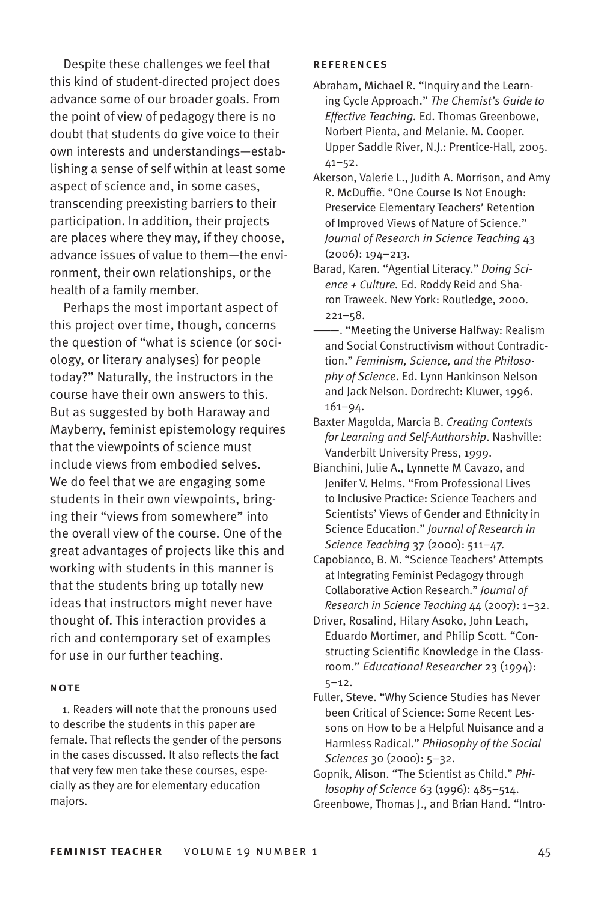Despite these challenges we feel that this kind of student-directed project does advance some of our broader goals. From the point of view of pedagogy there is no doubt that students do give voice to their own interests and understandings—establishing a sense of self within at least some aspect of science and, in some cases, transcending preexisting barriers to their participation. In addition, their projects are places where they may, if they choose, advance issues of value to them—the environment, their own relationships, or the health of a family member.

Perhaps the most important aspect of this project over time, though, concerns the question of "what is science (or sociology, or literary analyses) for people today?" Naturally, the instructors in the course have their own answers to this. But as suggested by both Haraway and Mayberry, feminist epistemology requires that the viewpoints of science must include views from embodied selves. We do feel that we are engaging some students in their own viewpoints, bringing their "views from somewhere" into the overall view of the course. One of the great advantages of projects like this and working with students in this manner is that the students bring up totally new ideas that instructors might never have thought of. This interaction provides a rich and contemporary set of examples for use in our further teaching.

## NOTE

1. Readers will note that the pronouns used to describe the students in this paper are female. That reflects the gender of the persons in the cases discussed. It also reflects the fact that very few men take these courses, especially as they are for elementary education majors.

## REFERENCES

Abraham, Michael R. "Inquiry and the Learning Cycle Approach." *The Chemist's Guide to Effective Teaching.* Ed. Thomas Greenbowe, Norbert Pienta, and Melanie. M. Cooper. Upper Saddle River, N.J.: Prentice-Hall, 2005. 41–52.

Akerson, Valerie L., Judith A. Morrison, and Amy R. McDuffie. "One Course Is Not Enough: Preservice Elementary Teachers' Retention of Improved Views of Nature of Science." *Journal of Research in Science Teaching* 43 (2006): 194–213.

Barad, Karen. "Agential Literacy." *Doing Science + Culture.* Ed. Roddy Reid and Sharon Traweek. New York: Routledge, 2000. 221–58.

———. "Meeting the Universe Halfway: Realism and Social Constructivism without Contradiction." *Feminism, Science, and the Philosophy of Science*. Ed. Lynn Hankinson Nelson and Jack Nelson. Dordrecht: Kluwer, 1996. 161–94.

Baxter Magolda, Marcia B. *Creating Contexts for Learning and Self-Authorship*. Nashville: Vanderbilt University Press, 1999.

Bianchini, Julie A., Lynnette M Cavazo, and Jenifer V. Helms. "From Professional Lives to Inclusive Practice: Science Teachers and Scientists' Views of Gender and Ethnicity in Science Education." *Journal of Research in Science Teaching* 37 (2000): 511–47.

Capobianco, B. M. "Science Teachers' Attempts at Integrating Feminist Pedagogy through Collaborative Action Research." *Journal of Research in Science Teaching* 44 (2007): 1–32.

Driver, Rosalind, Hilary Asoko, John Leach, Eduardo Mortimer, and Philip Scott. "Constructing Scientific Knowledge in the Classroom." *Educational Researcher* 23 (1994): 5–12.

Fuller, Steve. "Why Science Studies has Never been Critical of Science: Some Recent Lessons on How to be a Helpful Nuisance and a Harmless Radical." *Philosophy of the Social Sciences* 30 (2000): 5–32.

Gopnik, Alison. "The Scientist as Child." *Philosophy of Science* 63 (1996): 485–514.

Greenbowe, Thomas J., and Brian Hand. "Intro-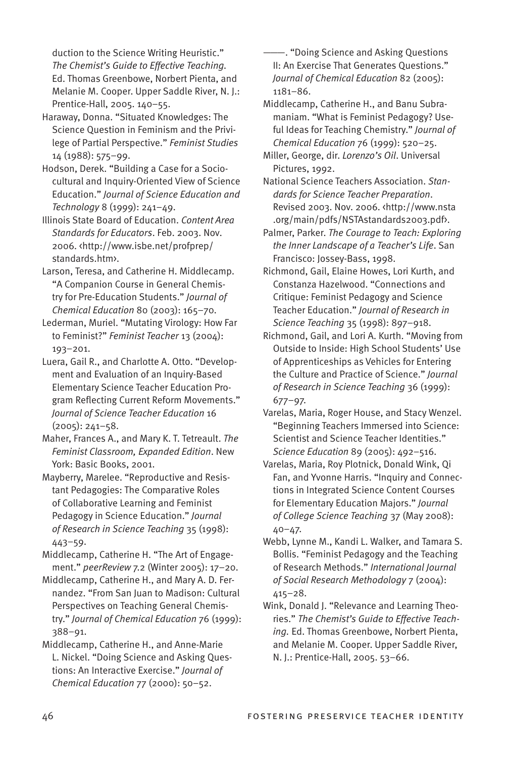duction to the Science Writing Heuristic." *The Chemist's Guide to Effective Teaching*. Ed. Thomas Greenbowe, Norbert Pienta, and Melanie M. Cooper. Upper Saddle River, N. J.: Prentice-Hall, 2005. 140–55.

Haraway, Donna. "Situated Knowledges: The Science Question in Feminism and the Privilege of Partial Perspective." *Feminist Studies* 14 (1988): 575–99.

Hodson, Derek. "Building a Case for a Sociocultural and Inquiry-Oriented View of Science Education." *Journal of Science Education and Technology* 8 (1999): 241–49.

Illinois State Board of Education. *Content Area Standards for Educators*. Feb. 2003. Nov. 2006. ‹http://www.isbe.net/profprep/standards.htm›.

Larson, Teresa, and Catherine H. Middlecamp. "A Companion Course in General Chemistry for Pre-Education Students." *Journal of Chemical Education* 80 (2003): 165–70.

Lederman, Muriel. "Mutating Virology: How Far to Feminist?" *Feminist Teacher* 13 (2004): 193–201.

Luera, Gail R., and Charlotte A. Otto. "Development and Evaluation of an Inquiry-Based Elementary Science Teacher Education Program Reflecting Current Reform Movements." *Journal of Science Teacher Education* 16 (2005): 241–58.

Maher, Frances A., and Mary K. T. Tetreault. *The Feminist Classroom, Expanded Edition*. New York: Basic Books, 2001.

Mayberry, Marelee. "Reproductive and Resistant Pedagogies: The Comparative Roles of Collaborative Learning and Feminist Pedagogy in Science Education." *Journal of Research in Science Teaching* 35 (1998): 443–59.

Middlecamp, Catherine H. "The Art of Engagement." *peerReview* 7.2 (Winter 2005): 17–20.

Middlecamp, Catherine H., and Mary A. D. Fernandez. "From San Juan to Madison: Cultural Perspectives on Teaching General Chemistry." *Journal of Chemical Education* 76 (1999): 388–91.

Middlecamp, Catherine H., and Anne-Marie L. Nickel. "Doing Science and Asking Questions: An Interactive Exercise." *Journal of Chemical Education* 77 (2000): 50–52.

———. "Doing Science and Asking Questions II: An Exercise That Generates Questions." *Journal of Chemical Education* 82 (2005): 1181–86.

Middlecamp, Catherine H., and Banu Subramaniam. "What is Feminist Pedagogy? Useful Ideas for Teaching Chemistry." *Journal of Chemical Education* 76 (1999): 520–25.

Miller, George, dir. *Lorenzo's Oil*. Universal Pictures, 1992.

National Science Teachers Association. *Standards for Science Teacher Preparation*. Revised 2003. Nov. 2006. ‹http://www.nsta.org/main/pdfs/NSTAstandards2003.pdf›.

Palmer, Parker. *The Courage to Teach: Exploring the Inner Landscape of a Teacher's Life*. San Francisco: Jossey-Bass, 1998.

Richmond, Gail, Elaine Howes, Lori Kurth, and Constanza Hazelwood. "Connections and Critique: Feminist Pedagogy and Science Teacher Education." *Journal of Research in Science Teaching* 35 (1998): 897–918.

Richmond, Gail, and Lori A. Kurth. "Moving from Outside to Inside: High School Students' Use of Apprenticeships as Vehicles for Entering the Culture and Practice of Science." *Journal of Research in Science Teaching* 36 (1999): 677–97.

Varelas, Maria, Roger House, and Stacy Wenzel. "Beginning Teachers Immersed into Science: Scientist and Science Teacher Identities." *Science Education* 89 (2005): 492–516.

Varelas, Maria, Roy Plotnick, Donald Wink, Qi Fan, and Yvonne Harris. "Inquiry and Connections in Integrated Science Content Courses for Elementary Education Majors." *Journal of College Science Teaching* 37 (May 2008): 40–47.

Webb, Lynne M., Kandi L. Walker, and Tamara S. Bollis. "Feminist Pedagogy and the Teaching of Research Methods." *International Journal of Social Research Methodology* 7 (2004): 415–28.

Wink, Donald J. "Relevance and Learning Theories." *The Chemist's Guide to Effective Teaching.* Ed. Thomas Greenbowe, Norbert Pienta, and Melanie M. Cooper. Upper Saddle River, N. J.: Prentice-Hall, 2005. 53–66.